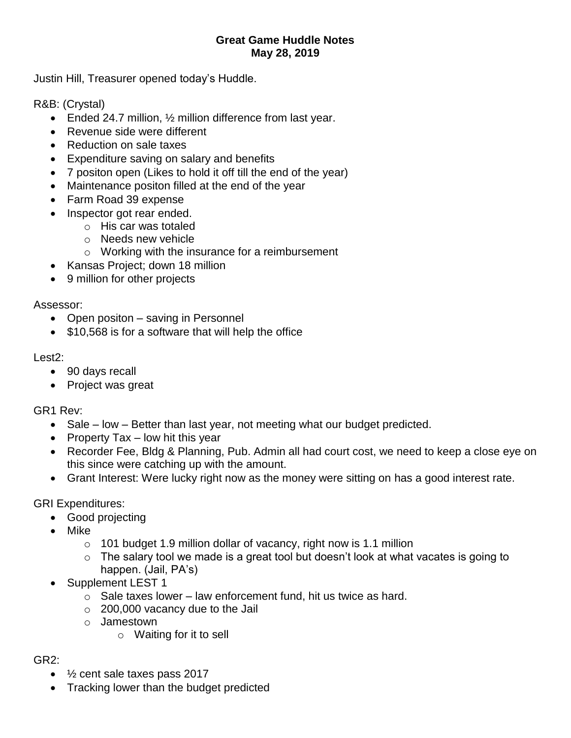**Great Game Huddle Notes**
**May 28, 2019**

Justin Hill, Treasurer opened today's Huddle.

R&B: (Crystal)

- Ended 24.7 million, ½ million difference from last year.
- Revenue side were different
- Reduction on sale taxes
- Expenditure saving on salary and benefits
- 7 positon open (Likes to hold it off till the end of the year)
- Maintenance positon filled at the end of the year
- Farm Road 39 expense
- Inspector got rear ended.
  - His car was totaled
  - Needs new vehicle
  - Working with the insurance for a reimbursement
- Kansas Project; down 18 million
- 9 million for other projects

Assessor:

- Open positon – saving in Personnel
- $10,568 is for a software that will help the office

Lest2:

- 90 days recall
- Project was great

GR1 Rev:

- Sale – low – Better than last year, not meeting what our budget predicted.
- Property Tax – low hit this year
- Recorder Fee, Bldg & Planning, Pub. Admin all had court cost, we need to keep a close eye on this since were catching up with the amount.
- Grant Interest: Were lucky right now as the money were sitting on has a good interest rate.

GRI Expenditures:

- Good projecting
- Mike
  - 101 budget 1.9 million dollar of vacancy, right now is 1.1 million
  - The salary tool we made is a great tool but doesn't look at what vacates is going to happen. (Jail, PA's)
- Supplement LEST 1
  - Sale taxes lower – law enforcement fund, hit us twice as hard.
  - 200,000 vacancy due to the Jail
  - Jamestown
    - Waiting for it to sell

GR2:

- ½ cent sale taxes pass 2017
- Tracking lower than the budget predicted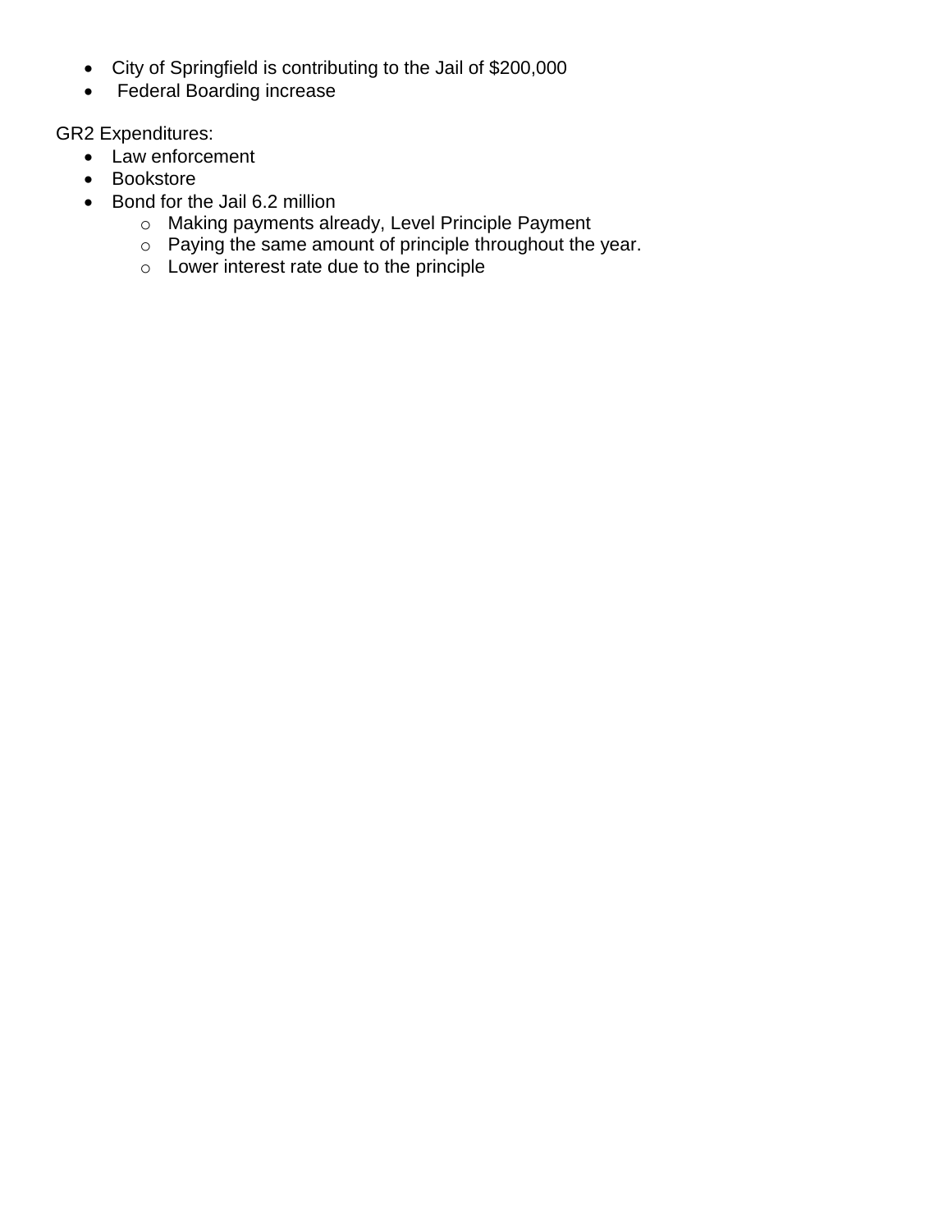- City of Springfield is contributing to the Jail of $200,000
- Federal Boarding increase

GR2 Expenditures:

- Law enforcement
- Bookstore
- Bond for the Jail 6.2 million
  - Making payments already, Level Principle Payment
  - Paying the same amount of principle throughout the year.
  - Lower interest rate due to the principle